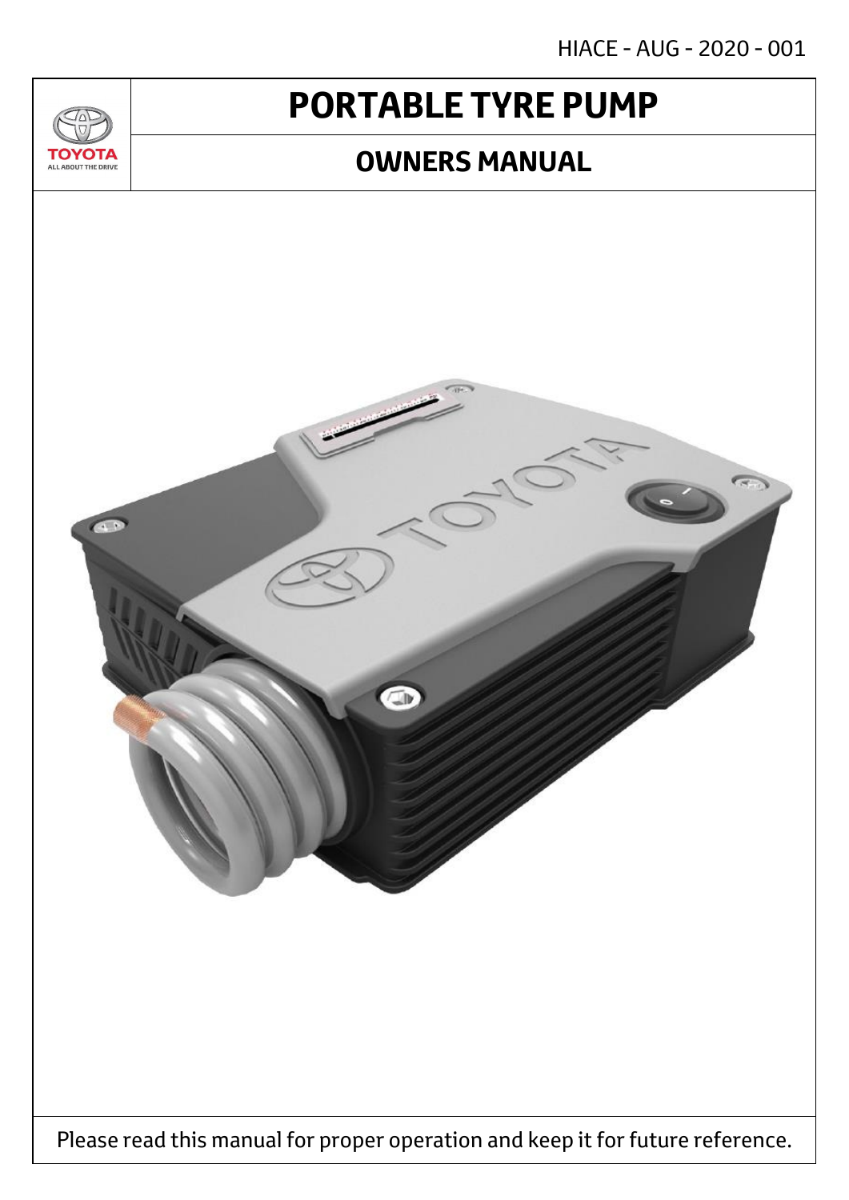HIACE - AUG - 2020 - 001

# PORTABLE TYRE PUMP

## OWNERS MANUAL

Please read this manual for proper operation and keep it for future reference.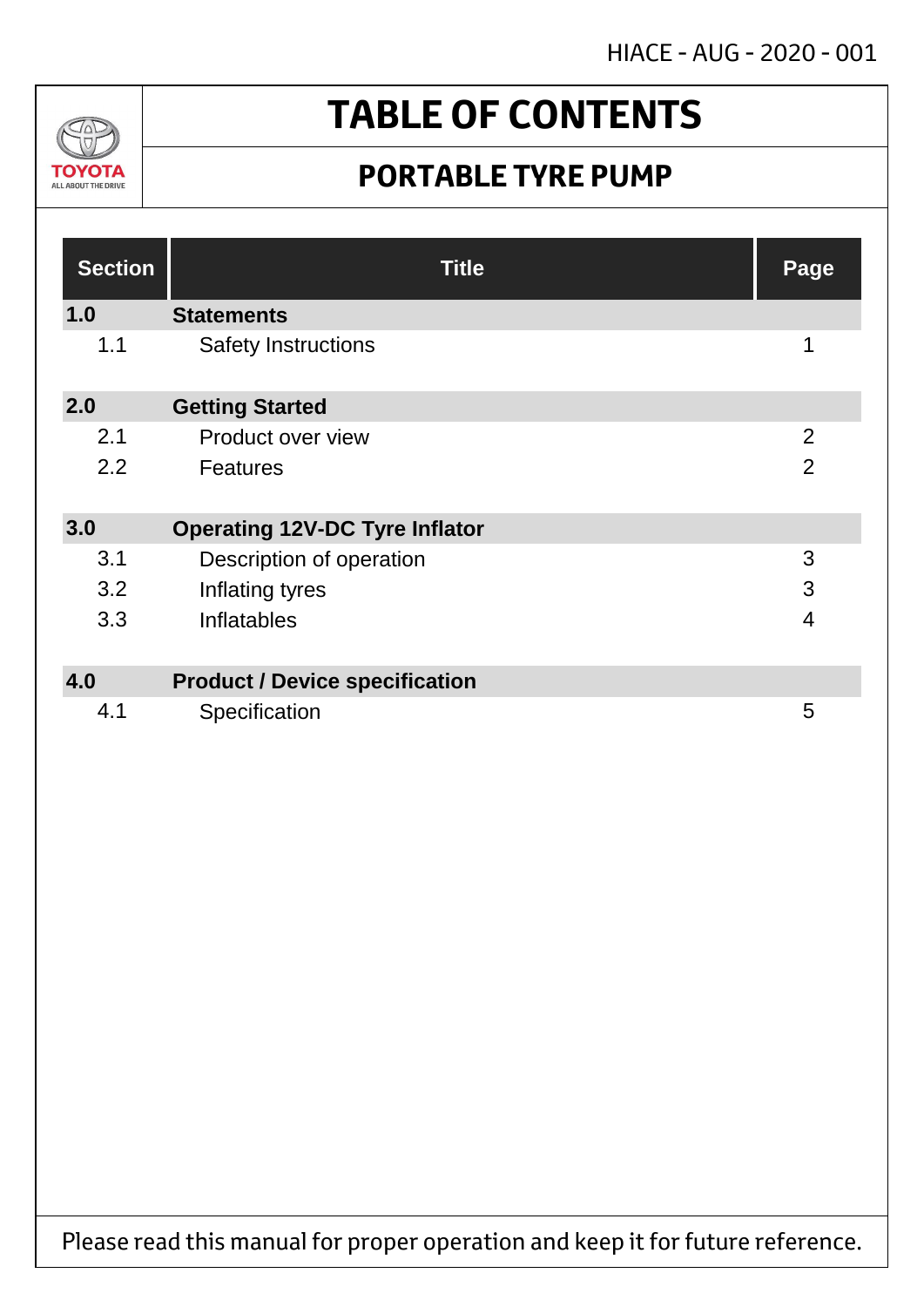# TABLE OF CONTENTS

## PORTABLE TYRE PUMP

| Section | Title | Page |
|---|---|---|
| **1.0** | **Statements** | |
| 1.1 | Safety Instructions | 1 |
| **2.0** | **Getting Started** | |
| 2.1 | Product over view | 2 |
| 2.2 | Features | 2 |
| **3.0** | **Operating 12V-DC Tyre Inflator** | |
| 3.1 | Description of operation | 3 |
| 3.2 | Inflating tyres | 3 |
| 3.3 | Inflatables | 4 |
| **4.0** | **Product / Device specification** | |
| 4.1 | Specification | 5 |

Please read this manual for proper operation and keep it for future reference.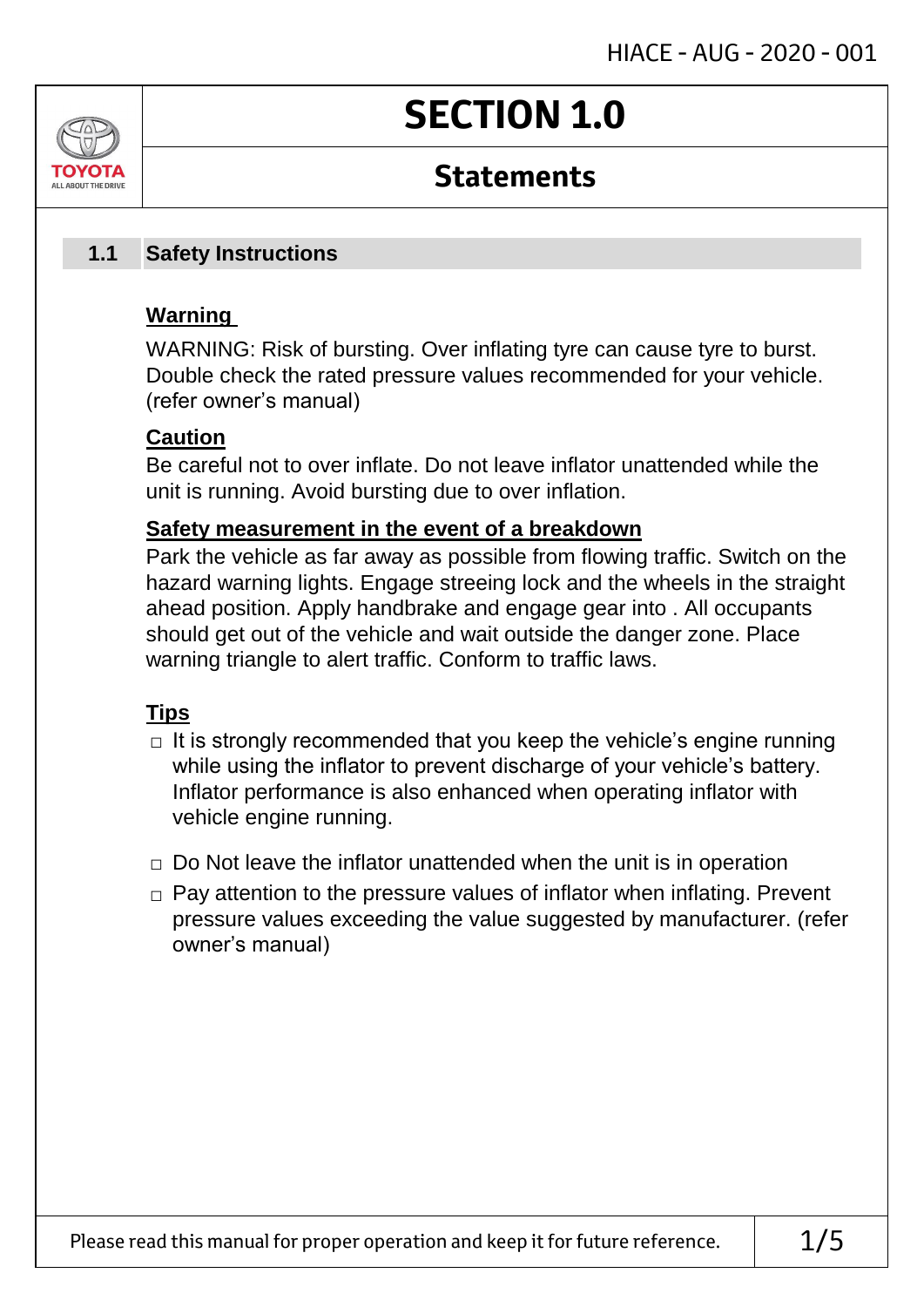# SECTION 1.0

## Statements

### 1.1 Safety Instructions

**Warning**

WARNING: Risk of bursting. Over inflating tyre can cause tyre to burst. Double check the rated pressure values recommended for your vehicle. (refer owner's manual)

**Caution**

Be careful not to over inflate. Do not leave inflator unattended while the unit is running. Avoid bursting due to over inflation.

**Safety measurement in the event of a breakdown**

Park the vehicle as far away as possible from flowing traffic. Switch on the hazard warning lights. Engage streeing lock and the wheels in the straight ahead position. Apply handbrake and engage gear into . All occupants should get out of the vehicle and wait outside the danger zone. Place warning triangle to alert traffic. Conform to traffic laws.

**Tips**

- It is strongly recommended that you keep the vehicle's engine running while using the inflator to prevent discharge of your vehicle's battery. Inflator performance is also enhanced when operating inflator with vehicle engine running.
- Do Not leave the inflator unattended when the unit is in operation
- Pay attention to the pressure values of inflator when inflating. Prevent pressure values exceeding the value suggested by manufacturer. (refer owner's manual)

Please read this manual for proper operation and keep it for future reference.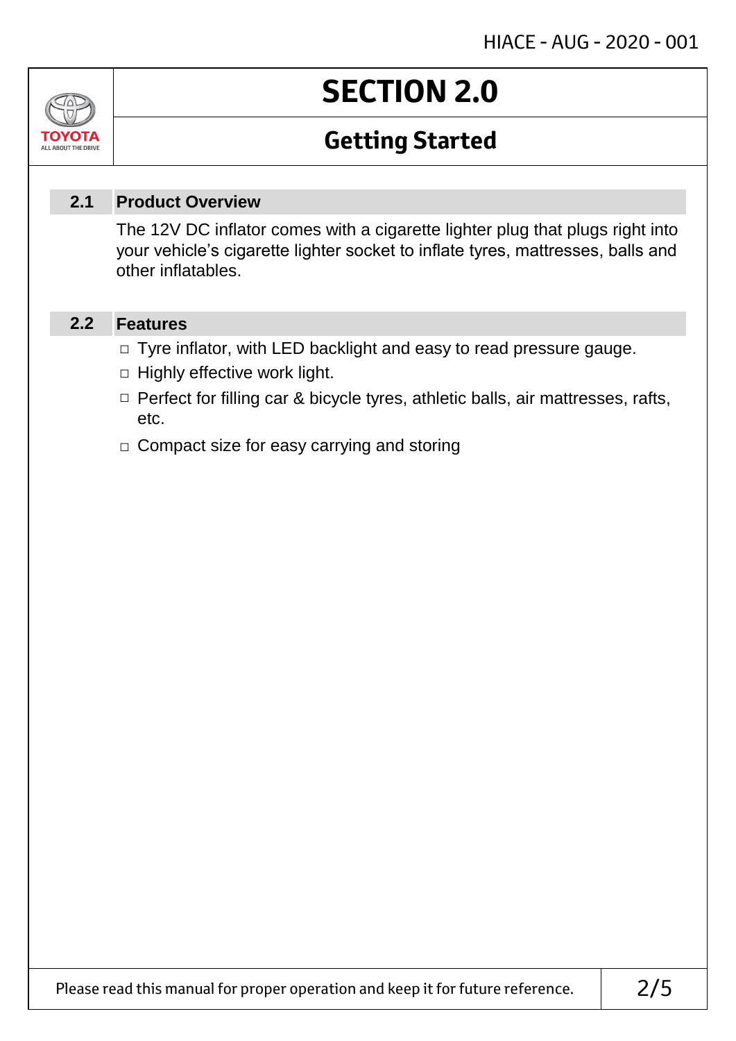# SECTION 2.0

## Getting Started

### 2.1 Product Overview

The 12V DC inflator comes with a cigarette lighter plug that plugs right into your vehicle's cigarette lighter socket to inflate tyres, mattresses, balls and other inflatables.

### 2.2 Features

- Tyre inflator, with LED backlight and easy to read pressure gauge.
- Highly effective work light.
- Perfect for filling car & bicycle tyres, athletic balls, air mattresses, rafts, etc.
- Compact size for easy carrying and storing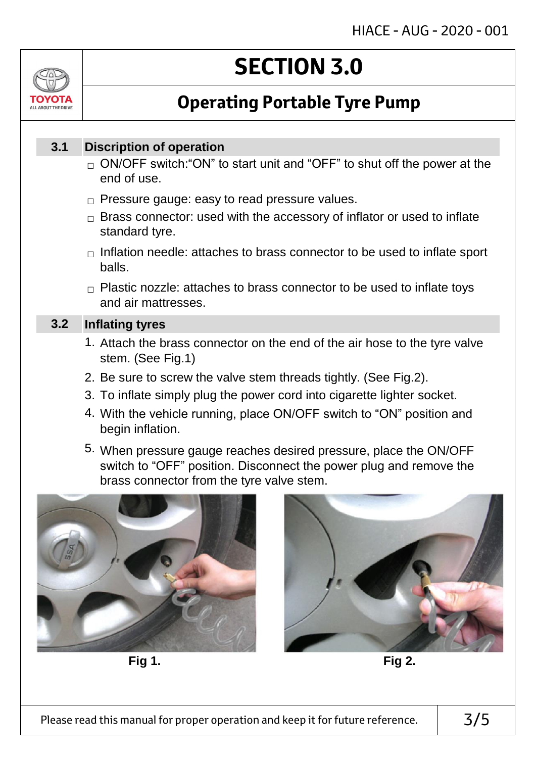# SECTION 3.0

## Operating Portable Tyre Pump

### 3.1 Discription of operation

- ON/OFF switch:“ON” to start unit and “OFF” to shut off the power at the end of use.
- Pressure gauge: easy to read pressure values.
- Brass connector: used with the accessory of inflator or used to inflate standard tyre.
- Inflation needle: attaches to brass connector to be used to inflate sport balls.
- Plastic nozzle: attaches to brass connector to be used to inflate toys and air mattresses.

### 3.2 Inflating tyres

1. Attach the brass connector on the end of the air hose to the tyre valve stem. (See Fig.1)
2. Be sure to screw the valve stem threads tightly. (See Fig.2).
3. To inflate simply plug the power cord into cigarette lighter socket.
4. With the vehicle running, place ON/OFF switch to “ON” position and begin inflation.
5. When pressure gauge reaches desired pressure, place the ON/OFF switch to “OFF” position. Disconnect the power plug and remove the brass connector from the tyre valve stem.

**Fig 1.**

**Fig 2.**

Please read this manual for proper operation and keep it for future reference.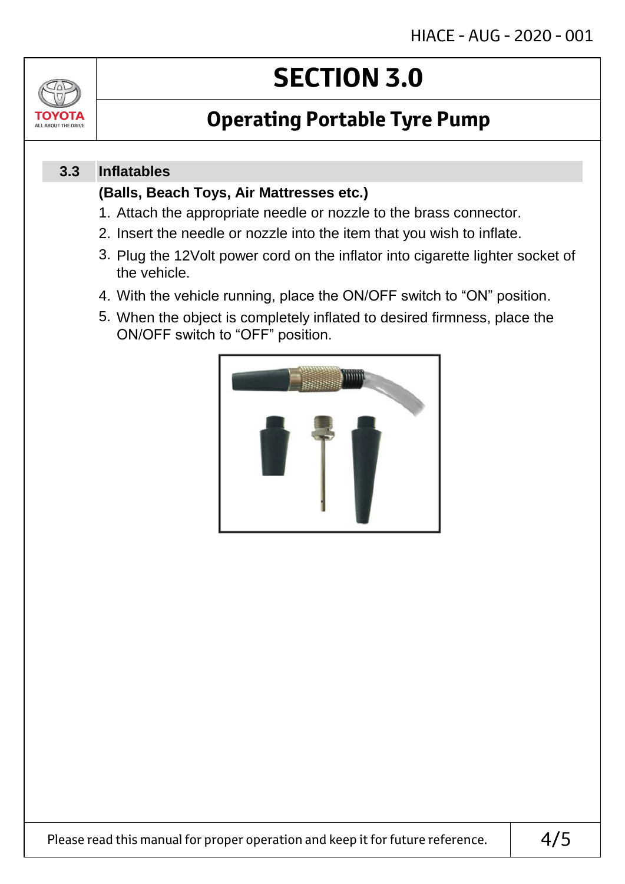# SECTION 3.0

## Operating Portable Tyre Pump

### 3.3 Inflatables

**(Balls, Beach Toys, Air Mattresses etc.)**

1. Attach the appropriate needle or nozzle to the brass connector.
2. Insert the needle or nozzle into the item that you wish to inflate.
3. Plug the 12Volt power cord on the inflator into cigarette lighter socket of the vehicle.
4. With the vehicle running, place the ON/OFF switch to "ON" position.
5. When the object is completely inflated to desired firmness, place the ON/OFF switch to "OFF" position.

Please read this manual for proper operation and keep it for future reference.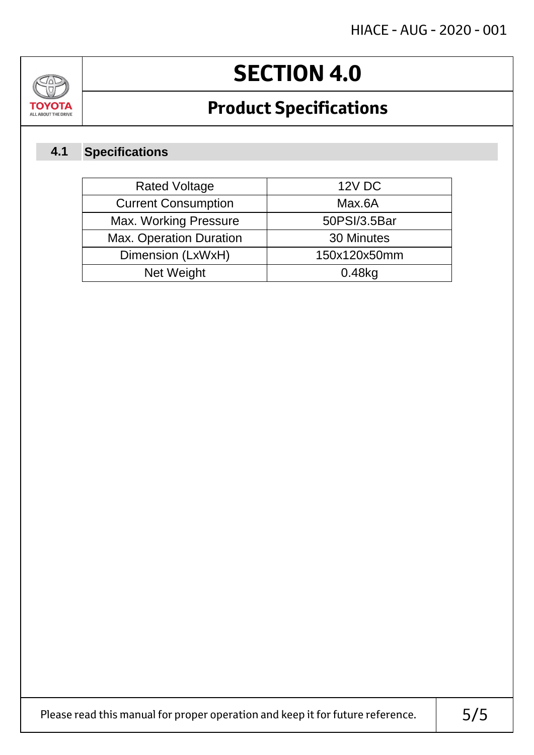# SECTION 4.0

## Product Specifications

### 4.1 Specifications

| | |
|---|---|
| Rated Voltage | 12V DC |
| Current Consumption | Max.6A |
| Max. Working Pressure | 50PSI/3.5Bar |
| Max. Operation Duration | 30 Minutes |
| Dimension (LxWxH) | 150x120x50mm |
| Net Weight | 0.48kg |

Please read this manual for proper operation and keep it for future reference.